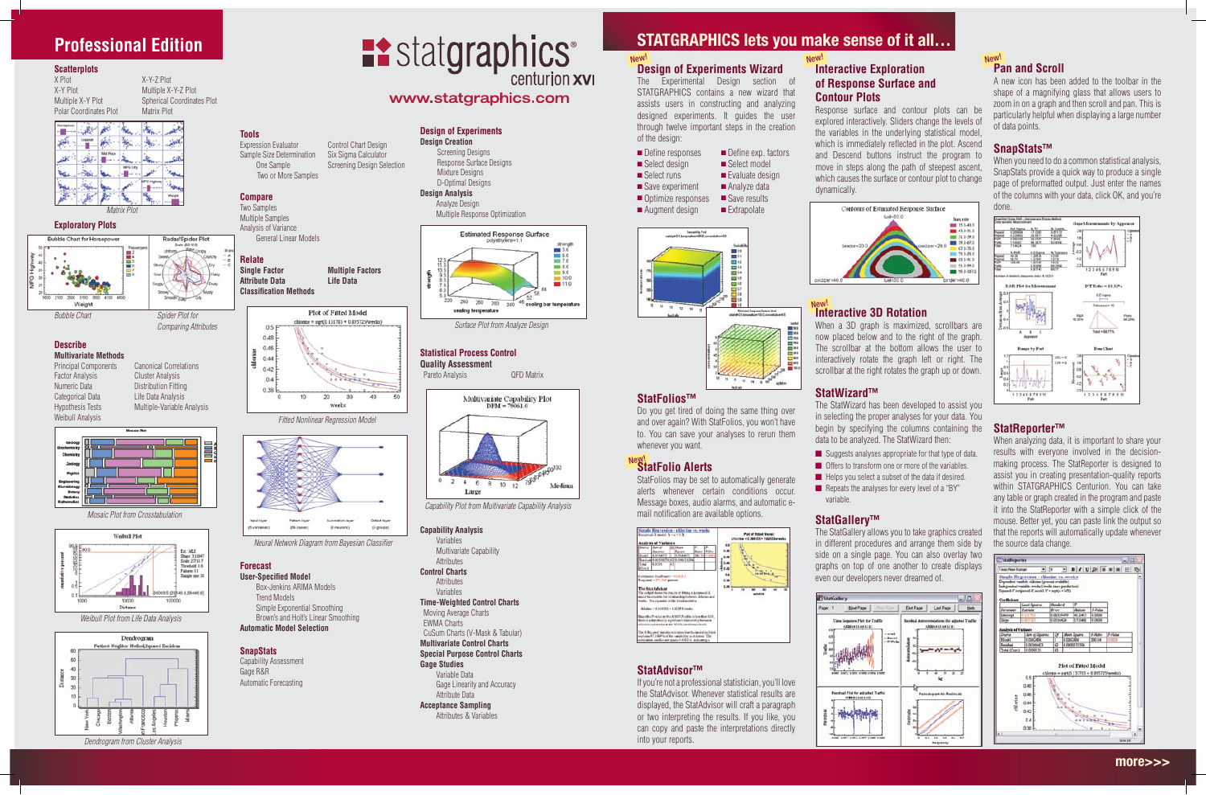# Professional Edition

**statgraphics® centurion XVI**

**www.statgraphics.com**

### Scatterplots

X Plot
X-Y Plot
Multiple X-Y Plot
Polar Coordinates Plot
X-Y-Z Plot
Multiple X-Y-Z Plot
Spherical Coordinates Plot
Matrix Plot

*Matrix Plot*

### Exploratory Plots

*Bubble Chart*

*Spider Plot for Comparing Attributes*

### Describe

**Multivariate Methods**

Principal Components
Factor Analysis
Numeric Data
Categorical Data
Hypothesis Tests
Weibull Analysis
Canonical Correlations
Cluster Analysis
Distribution Fitting
Life Data Analysis
Multiple-Variable Analysis

*Mosaic Plot from Crosstabulation*

*Weibull Plot from Life Data Analysis*

*Dendrogram from Cluster Analysis*

### Tools

Expression Evaluator
Sample Size Determination
- One Sample
- Two or More Samples

Control Chart Design
Six Sigma Calculator
Screening Design Selection

### Compare

Two Samples
Multiple Samples
Analysis of Variance
- General Linear Models

### Relate

**Single Factor**
**Attribute Data**
**Classification Methods**
**Multiple Factors**
**Life Data**

*Fitted Nonlinear Regression Model*

*Neural Network Diagram from Bayesian Classifier*

### Forecast

**User-Specified Model**
- Box-Jenkins ARIMA Models
- Trend Models
- Simple Exponential Smoothing
- Brown's and Holt's Linear Smoothing

**Automatic Model Selection**

### SnapStats

Capability Assessment
Gage R&R
Automatic Forecasting

### Design of Experiments

**Design Creation**
- Screening Designs
- Response Surface Designs
- Mixture Designs
- D-Optimal Designs

**Design Analysis**
- Analyze Design
- Multiple Response Optimization

*Surface Plot from Analyze Design*

### Statistical Process Control

**Quality Assessment**

Pareto Analysis
QFD Matrix

*Capability Plot from Multivariate Capability Analysis*

**Capability Analysis**
- Variables
- Multivariate Capability
- Attributes

**Control Charts**
- Attributes
- Variables

**Time-Weighted Control Charts**
- Moving Average Charts
- EWMA Charts
- CuSum Charts (V-Mask & Tabular)

**Multivariate Control Charts**

**Special Purpose Control Charts**

**Gage Studies**
- Variable Data
- Gage Linearity and Accuracy
- Attribute Data

**Acceptance Sampling**
- Attributes & Variables

# STATGRAPHICS lets you make sense of it all…

## Design of Experiments Wizard (New!)

The Experimental Design section of STATGRAPHICS contains a new wizard that assists users in constructing and analyzing designed experiments. It guides the user through twelve important steps in the creation of the design:

- Define responses
- Select design
- Select runs
- Save experiment
- Optimize responses
- Augment design
- Define exp. factors
- Select model
- Evaluate design
- Analyze data
- Save results
- Extrapolate

## StatFolios™

Do you get tired of doing the same thing over and over again? With StatFolios, you won't have to. You can save your analyses to rerun them whenever you want.

## StatFolio Alerts (New!)

StatFolios may be set to automatically generate alerts whenever certain conditions occur. Message boxes, audio alarms, and automatic e-mail notification are available options.

## StatAdvisor™

If you're not a professional statistician, you'll love the StatAdvisor. Whenever statistical results are displayed, the StatAdvisor will craft a paragraph or two interpreting the results. If you like, you can copy and paste the interpretations directly into your reports.

## Interactive Exploration of Response Surface and Contour Plots (New!)

Response surface and contour plots can be explored interactively. Sliders change the levels of the variables in the underlying statistical model, which is immediately reflected in the plot. Ascend and Descend buttons instruct the program to move in steps along the path of steepest ascent, which causes the surface or contour plot to change dynamically.

## Interactive 3D Rotation (New!)

When a 3D graph is maximized, scrollbars are now placed below and to the right of the graph. The scrollbar at the bottom allows the user to interactively rotate the graph left or right. The scrollbar at the right rotates the graph up or down.

## StatWizard™

The StatWizard has been developed to assist you in selecting the proper analyses for your data. You begin by specifying the columns containing the data to be analyzed. The StatWizard then:

- Suggests analyses appropriate for that type of data.
- Offers to transform one or more of the variables.
- Helps you select a subset of the data if desired.
- Repeats the analyses for every level of a "BY" variable.

## StatGallery™

The StatGallery allows you to take graphics created in different procedures and arrange them side by side on a single page. You can also overlay two graphs on top of one another to create displays even our developers never dreamed of.

## Pan and Scroll (New!)

A new icon has been added to the toolbar in the shape of a magnifying glass that allows users to zoom in on a graph and then scroll and pan. This is particularly helpful when displaying a large number of data points.

## SnapStats™

When you need to do a common statistical analysis, SnapStats provide a quick way to produce a single page of preformatted output. Just enter the names of the columns with your data, click OK, and you're done.

## StatReporter™

When analyzing data, it is important to share your results with everyone involved in the decision-making process. The StatReporter is designed to assist you in creating presentation-quality reports within STATGRAPHICS Centurion. You can take any table or graph created in the program and paste it into the StatReporter with a simple click of the mouse. Better yet, you can paste link the output so that the reports will automatically update whenever the source data change.

more>>>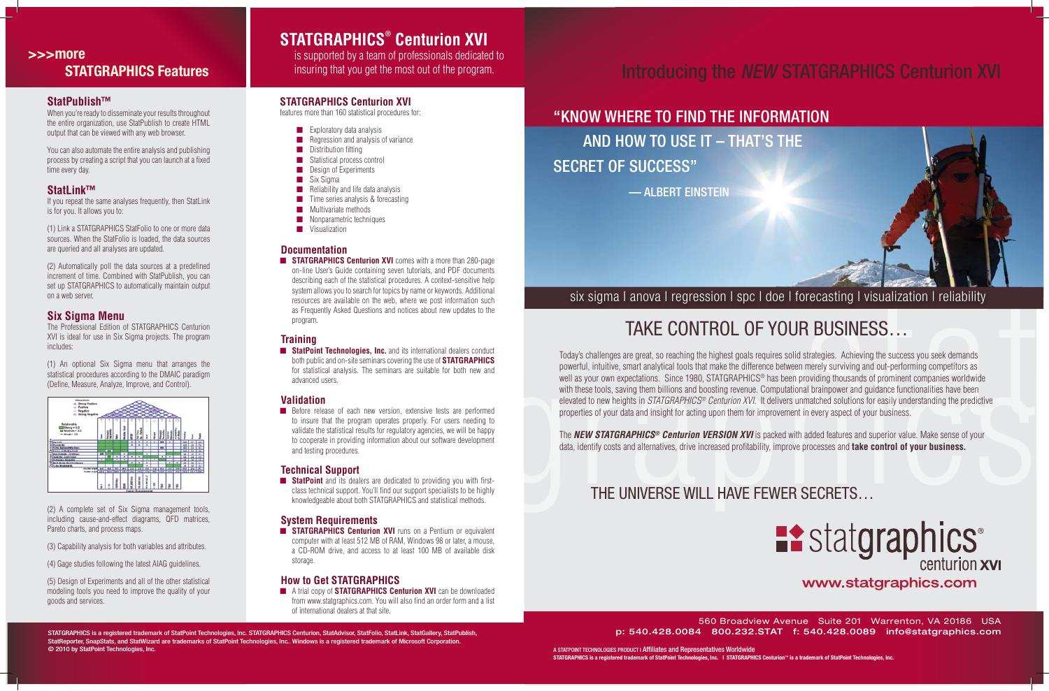## >>>more STATGRAPHICS Features

### StatPublish™

When you're ready to disseminate your results throughout the entire organization, use StatPublish to create HTML output that can be viewed with any web browser.

You can also automate the entire analysis and publishing process by creating a script that you can launch at a fixed time every day.

### StatLink™

If you repeat the same analyses frequently, then StatLink is for you. It allows you to:

(1) Link a STATGRAPHICS StatFolio to one or more data sources. When the StatFolio is loaded, the data sources are queried and all analyses are updated.

(2) Automatically poll the data sources at a predefined increment of time. Combined with StatPublish, you can set up STATGRAPHICS to automatically maintain output on a web server.

### Six Sigma Menu

The Professional Edition of STATGRAPHICS Centurion XVI is ideal for use in Six Sigma projects. The program includes:

(1) An optional Six Sigma menu that arranges the statistical procedures according to the DMAIC paradigm (Define, Measure, Analyze, Improve, and Control).

(2) A complete set of Six Sigma management tools, including cause-and-effect diagrams, QFD matrices, Pareto charts, and process maps.

(3) Capability analysis for both variables and attributes.

(4) Gage studies following the latest AIAG guidelines.

(5) Design of Experiments and all of the other statistical modeling tools you need to improve the quality of your goods and services.

STATGRAPHICS is a registered trademark of StatPoint Technologies, Inc. STATGRAPHICS Centurion, StatAdvisor, StatFolio, StatLink, StatGallery, StatPublish, StatReporter, SnapStats, and StatWizard are trademarks of StatPoint Technologies, Inc.. Windows is a registered trademark of Microsoft Corporation.
© 2010 by StatPoint Technologies, Inc.

## STATGRAPHICS® Centurion XVI

is supported by a team of professionals dedicated to insuring that you get the most out of the program.

### STATGRAPHICS Centurion XVI

features more than 160 statistical procedures for:

- Exploratory data analysis
- Regression and analysis of variance
- Distribution fitting
- Statistical process control
- Design of Experiments
- Six Sigma
- Reliability and life data analysis
- Time series analysis & forecasting
- Multivariate methods
- Nonparametric techniques
- Visualization

### Documentation

- **STATGRAPHICS Centurion XVI** comes with a more than 280-page on-line User's Guide containing seven tutorials, and PDF documents describing each of the statistical procedures. A context-sensitive help system allows you to search for topics by name or keywords. Additional resources are available on the web, where we post information such as Frequently Asked Questions and notices about new updates to the program.

### Training

- **StatPoint Technologies, Inc.** and its international dealers conduct both public and on-site seminars covering the use of **STATGRAPHICS** for statistical analysis. The seminars are suitable for both new and advanced users.

### Validation

- Before release of each new version, extensive tests are performed to insure that the program operates properly. For users needing to validate the statistical results for regulatory agencies, we will be happy to cooperate in providing information about our software development and testing procedures.

### Technical Support

- **StatPoint** and its dealers are dedicated to providing you with first-class technical support. You'll find our support specialists to be highly knowledgeable about both STATGRAPHICS and statistical methods.

### System Requirements

- **STATGRAPHICS Centurion XVI** runs on a Pentium or equivalent computer with at least 512 MB of RAM, Windows 98 or later, a mouse, a CD-ROM drive, and access to at least 100 MB of available disk storage.

### How to Get STATGRAPHICS

- A trial copy of **STATGRAPHICS Centurion XVI** can be downloaded from www.statgraphics.com. You will also find an order form and a list of international dealers at that site.

## Introducing the *NEW* STATGRAPHICS Centurion XVI

"KNOW WHERE TO FIND THE INFORMATION AND HOW TO USE IT – THAT'S THE SECRET OF SUCCESS"

— ALBERT EINSTEIN

six sigma | anova | regression | spc | doe | forecasting | visualization | reliability

## TAKE CONTROL OF YOUR BUSINESS…

Today's challenges are great, so reaching the highest goals requires solid strategies. Achieving the success you seek demands powerful, intuitive, smart analytical tools that make the difference between merely surviving and out-performing competitors as well as your own expectations. Since 1980, STATGRAPHICS® has been providing thousands of prominent companies worldwide with these tools, saving them billions and boosting revenue. Computational brainpower and guidance functionalities have been elevated to new heights in *STATGRAPHICS® Centurion XVI*. It delivers unmatched solutions for easily understanding the predictive properties of your data and insight for acting upon them for improvement in every aspect of your business.

The ***NEW STATGRAPHICS® Centurion VERSION XVI*** is packed with added features and superior value. Make sense of your data, identify costs and alternatives, drive increased profitability, improve processes and **take control of your business.**

THE UNIVERSE WILL HAVE FEWER SECRETS…

statgraphics® centurion XVI

www.statgraphics.com

560 Broadview Avenue Suite 201 Warrenton, VA 20186 USA
p: 540.428.0084 800.232.STAT f: 540.428.0089 info@statgraphics.com

A STATPOINT TECHNOLOGIES PRODUCT | Affiliates and Representatives Worldwide
STATGRAPHICS is a registered trademark of StatPoint Technologies, Inc. | STATGRAPHICS Centurion™ is a trademark of StatPoint Technologies, Inc.